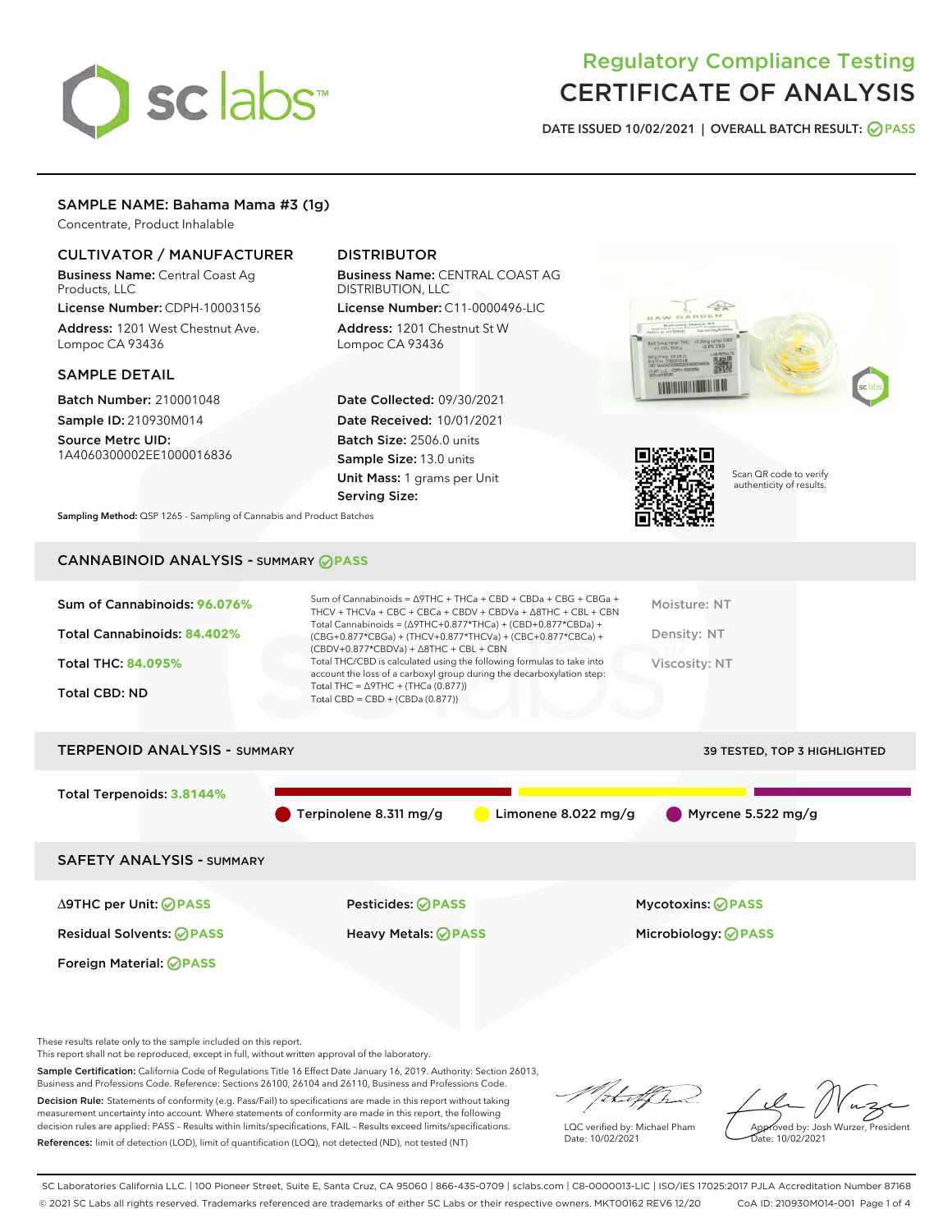# Regulatory Compliance Testing
# CERTIFICATE OF ANALYSIS

DATE ISSUED 10/02/2021 | OVERALL BATCH RESULT: PASS

## SAMPLE NAME: Bahama Mama #3 (1g)

Concentrate, Product Inhalable

### CULTIVATOR / MANUFACTURER

**Business Name:** Central Coast Ag Products, LLC

**License Number:** CDPH-10003156

**Address:** 1201 West Chestnut Ave. Lompoc CA 93436

### DISTRIBUTOR

**Business Name:** CENTRAL COAST AG DISTRIBUTION, LLC

**License Number:** C11-0000496-LIC

**Address:** 1201 Chestnut St W Lompoc CA 93436

### SAMPLE DETAIL

**Batch Number:** 210001048

**Sample ID:** 210930M014

**Source Metrc UID:** 1A4060300002EE1000016836

**Date Collected:** 09/30/2021

**Date Received:** 10/01/2021

**Batch Size:** 2506.0 units

**Sample Size:** 13.0 units

**Unit Mass:** 1 grams per Unit

**Serving Size:**

Scan QR code to verify authenticity of results.

**Sampling Method:** QSP 1265 - Sampling of Cannabis and Product Batches

## CANNABINOID ANALYSIS - SUMMARY PASS

Sum of Cannabinoids: **96.076%**

Total Cannabinoids: **84.402%**

Total THC: **84.095%**

Total CBD: ND

Sum of Cannabinoids = Δ9THC + THCa + CBD + CBDa + CBG + CBGa + THCV + THCVa + CBC + CBCa + CBDV + CBDVa + Δ8THC + CBL + CBN

Total Cannabinoids = (Δ9THC+0.877*THCa) + (CBD+0.877*CBDa) + (CBG+0.877*CBGa) + (THCV+0.877*THCVa) + (CBC+0.877*CBCa) + (CBDV+0.877*CBDVa) + Δ8THC + CBL + CBN

Total THC/CBD is calculated using the following formulas to take into account the loss of a carboxyl group during the decarboxylation step:
Total THC = Δ9THC + (THCa (0.877))
Total CBD = CBD + (CBDa (0.877))

Moisture: NT

Density: NT

Viscosity: NT

## TERPENOID ANALYSIS - SUMMARY

39 TESTED, TOP 3 HIGHLIGHTED

Total Terpenoids: **3.8144%**

Terpinolene 8.311 mg/g | Limonene 8.022 mg/g | Myrcene 5.522 mg/g

## SAFETY ANALYSIS - SUMMARY

| | | |
|---|---|---|
| Δ9THC per Unit: PASS | Pesticides: PASS | Mycotoxins: PASS |
| Residual Solvents: PASS | Heavy Metals: PASS | Microbiology: PASS |
| Foreign Material: PASS | | |

These results relate only to the sample included on this report.
This report shall not be reproduced, except in full, without written approval of the laboratory.

**Sample Certification:** California Code of Regulations Title 16 Effect Date January 16, 2019. Authority: Section 26013, Business and Professions Code. Reference: Sections 26100, 26104 and 26110, Business and Professions Code.

**Decision Rule:** Statements of conformity (e.g. Pass/Fail) to specifications are made in this report without taking measurement uncertainty into account. Where statements of conformity are made in this report, the following decision rules are applied: PASS – Results within limits/specifications, FAIL – Results exceed limits/specifications.

**References:** limit of detection (LOD), limit of quantification (LOQ), not detected (ND), not tested (NT)

LQC verified by: Michael Pham
Date: 10/02/2021

Approved by: Josh Wurzer, President
Date: 10/02/2021

SC Laboratories California LLC. | 100 Pioneer Street, Suite E, Santa Cruz, CA 95060 | 866-435-0709 | sclabs.com | C8-0000013-LIC | ISO/IES 17025:2017 PJLA Accreditation Number 87168
© 2021 SC Labs all rights reserved. Trademarks referenced are trademarks of either SC Labs or their respective owners. MKT00162 REV6 12/20 CoA ID: 210930M014-001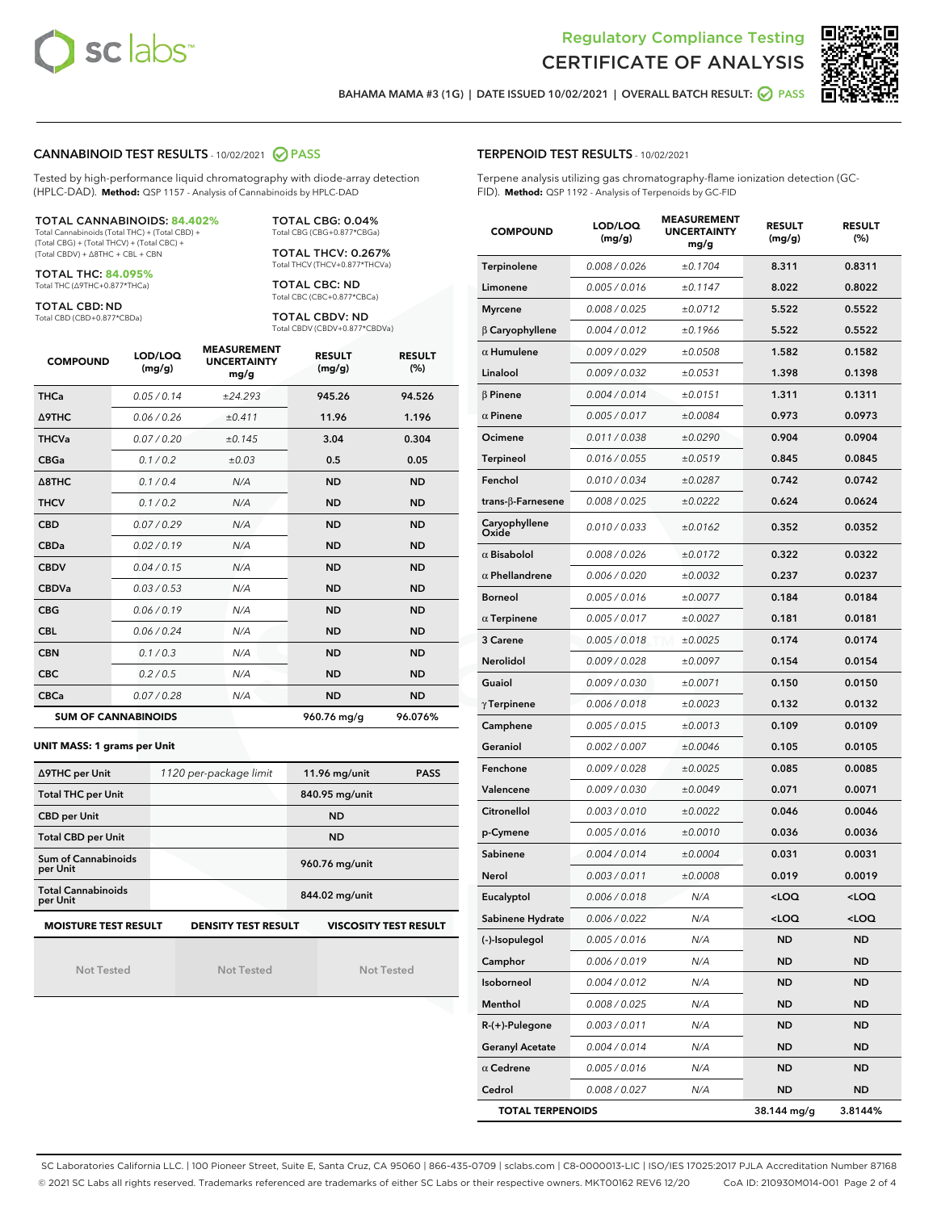Regulatory Compliance Testing

# CERTIFICATE OF ANALYSIS

BAHAMA MAMA #3 (1G) | DATE ISSUED 10/02/2021 | OVERALL BATCH RESULT: PASS

## CANNABINOID TEST RESULTS - 10/02/2021 PASS

Tested by high-performance liquid chromatography with diode-array detection (HPLC-DAD). **Method:** QSP 1157 - Analysis of Cannabinoids by HPLC-DAD

**TOTAL CANNABINOIDS: 84.402%**
Total Cannabinoids (Total THC) + (Total CBD) + (Total CBG) + (Total THCV) + (Total CBC) + (Total CBDV) + Δ8THC + CBL + CBN

**TOTAL THC: 84.095%**
Total THC (Δ9THC+0.877*THCa)

**TOTAL CBD: ND**
Total CBD (CBD+0.877*CBDa)

**TOTAL CBG: 0.04%**
Total CBG (CBG+0.877*CBGa)

**TOTAL THCV: 0.267%**
Total THCV (THCV+0.877*THCVa)

**TOTAL CBC: ND**
Total CBC (CBC+0.877*CBCa)

**TOTAL CBDV: ND**
Total CBDV (CBDV+0.877*CBDVa)

| COMPOUND | LOD/LOQ (mg/g) | MEASUREMENT UNCERTAINTY mg/g | RESULT (mg/g) | RESULT (%) |
|---|---|---|---|---|
| THCa | 0.05 / 0.14 | ±24.293 | 945.26 | 94.526 |
| Δ9THC | 0.06 / 0.26 | ±0.411 | 11.96 | 1.196 |
| THCVa | 0.07 / 0.20 | ±0.145 | 3.04 | 0.304 |
| CBGa | 0.1 / 0.2 | ±0.03 | 0.5 | 0.05 |
| Δ8THC | 0.1 / 0.4 | N/A | ND | ND |
| THCV | 0.1 / 0.2 | N/A | ND | ND |
| CBD | 0.07 / 0.29 | N/A | ND | ND |
| CBDa | 0.02 / 0.19 | N/A | ND | ND |
| CBDV | 0.04 / 0.15 | N/A | ND | ND |
| CBDVa | 0.03 / 0.53 | N/A | ND | ND |
| CBG | 0.06 / 0.19 | N/A | ND | ND |
| CBL | 0.06 / 0.24 | N/A | ND | ND |
| CBN | 0.1 / 0.3 | N/A | ND | ND |
| CBC | 0.2 / 0.5 | N/A | ND | ND |
| CBCa | 0.07 / 0.28 | N/A | ND | ND |
| **SUM OF CANNABINOIDS** | | | 960.76 mg/g | 96.076% |

**UNIT MASS: 1 grams per Unit**

| | | | |
|---|---|---|---|
| Δ9THC per Unit | 1120 per-package limit | 11.96 mg/unit | PASS |
| Total THC per Unit | | 840.95 mg/unit | |
| CBD per Unit | | ND | |
| Total CBD per Unit | | ND | |
| Sum of Cannabinoids per Unit | | 960.76 mg/unit | |
| Total Cannabinoids per Unit | | 844.02 mg/unit | |

| MOISTURE TEST RESULT | DENSITY TEST RESULT | VISCOSITY TEST RESULT |
|---|---|---|
| Not Tested | Not Tested | Not Tested |

## TERPENOID TEST RESULTS - 10/02/2021

Terpene analysis utilizing gas chromatography-flame ionization detection (GC-FID). **Method:** QSP 1192 - Analysis of Terpenoids by GC-FID

| COMPOUND | LOD/LOQ (mg/g) | MEASUREMENT UNCERTAINTY mg/g | RESULT (mg/g) | RESULT (%) |
|---|---|---|---|---|
| Terpinolene | 0.008 / 0.026 | ±0.1704 | 8.311 | 0.8311 |
| Limonene | 0.005 / 0.016 | ±0.1147 | 8.022 | 0.8022 |
| Myrcene | 0.008 / 0.025 | ±0.0712 | 5.522 | 0.5522 |
| β Caryophyllene | 0.004 / 0.012 | ±0.1966 | 5.522 | 0.5522 |
| α Humulene | 0.009 / 0.029 | ±0.0508 | 1.582 | 0.1582 |
| Linalool | 0.009 / 0.032 | ±0.0531 | 1.398 | 0.1398 |
| β Pinene | 0.004 / 0.014 | ±0.0151 | 1.311 | 0.1311 |
| α Pinene | 0.005 / 0.017 | ±0.0084 | 0.973 | 0.0973 |
| Ocimene | 0.011 / 0.038 | ±0.0290 | 0.904 | 0.0904 |
| Terpineol | 0.016 / 0.055 | ±0.0519 | 0.845 | 0.0845 |
| Fenchol | 0.010 / 0.034 | ±0.0287 | 0.742 | 0.0742 |
| trans-β-Farnesene | 0.008 / 0.025 | ±0.0222 | 0.624 | 0.0624 |
| Caryophyllene Oxide | 0.010 / 0.033 | ±0.0162 | 0.352 | 0.0352 |
| α Bisabolol | 0.008 / 0.026 | ±0.0172 | 0.322 | 0.0322 |
| α Phellandrene | 0.006 / 0.020 | ±0.0032 | 0.237 | 0.0237 |
| Borneol | 0.005 / 0.016 | ±0.0077 | 0.184 | 0.0184 |
| α Terpinene | 0.005 / 0.017 | ±0.0027 | 0.181 | 0.0181 |
| 3 Carene | 0.005 / 0.018 | ±0.0025 | 0.174 | 0.0174 |
| Nerolidol | 0.009 / 0.028 | ±0.0097 | 0.154 | 0.0154 |
| Guaiol | 0.009 / 0.030 | ±0.0071 | 0.150 | 0.0150 |
| γ Terpinene | 0.006 / 0.018 | ±0.0023 | 0.132 | 0.0132 |
| Camphene | 0.005 / 0.015 | ±0.0013 | 0.109 | 0.0109 |
| Geraniol | 0.002 / 0.007 | ±0.0046 | 0.105 | 0.0105 |
| Fenchone | 0.009 / 0.028 | ±0.0025 | 0.085 | 0.0085 |
| Valencene | 0.009 / 0.030 | ±0.0049 | 0.071 | 0.0071 |
| Citronellol | 0.003 / 0.010 | ±0.0022 | 0.046 | 0.0046 |
| p-Cymene | 0.005 / 0.016 | ±0.0010 | 0.036 | 0.0036 |
| Sabinene | 0.004 / 0.014 | ±0.0004 | 0.031 | 0.0031 |
| Nerol | 0.003 / 0.011 | ±0.0008 | 0.019 | 0.0019 |
| Eucalyptol | 0.006 / 0.018 | N/A | <LOQ | <LOQ |
| Sabinene Hydrate | 0.006 / 0.022 | N/A | <LOQ | <LOQ |
| (-)-Isopulegol | 0.005 / 0.016 | N/A | ND | ND |
| Camphor | 0.006 / 0.019 | N/A | ND | ND |
| Isoborneol | 0.004 / 0.012 | N/A | ND | ND |
| Menthol | 0.008 / 0.025 | N/A | ND | ND |
| R-(+)-Pulegone | 0.003 / 0.011 | N/A | ND | ND |
| Geranyl Acetate | 0.004 / 0.014 | N/A | ND | ND |
| α Cedrene | 0.005 / 0.016 | N/A | ND | ND |
| Cedrol | 0.008 / 0.027 | N/A | ND | ND |
| **TOTAL TERPENOIDS** | | | 38.144 mg/g | 3.8144% |

SC Laboratories California LLC. | 100 Pioneer Street, Suite E, Santa Cruz, CA 95060 | 866-435-0709 | sclabs.com | C8-0000013-LIC | ISO/IES 17025:2017 PJLA Accreditation Number 87168
© 2021 SC Labs all rights reserved. Trademarks referenced are trademarks of either SC Labs or their respective owners. MKT00162 REV6 12/20 CoA ID: 210930M014-001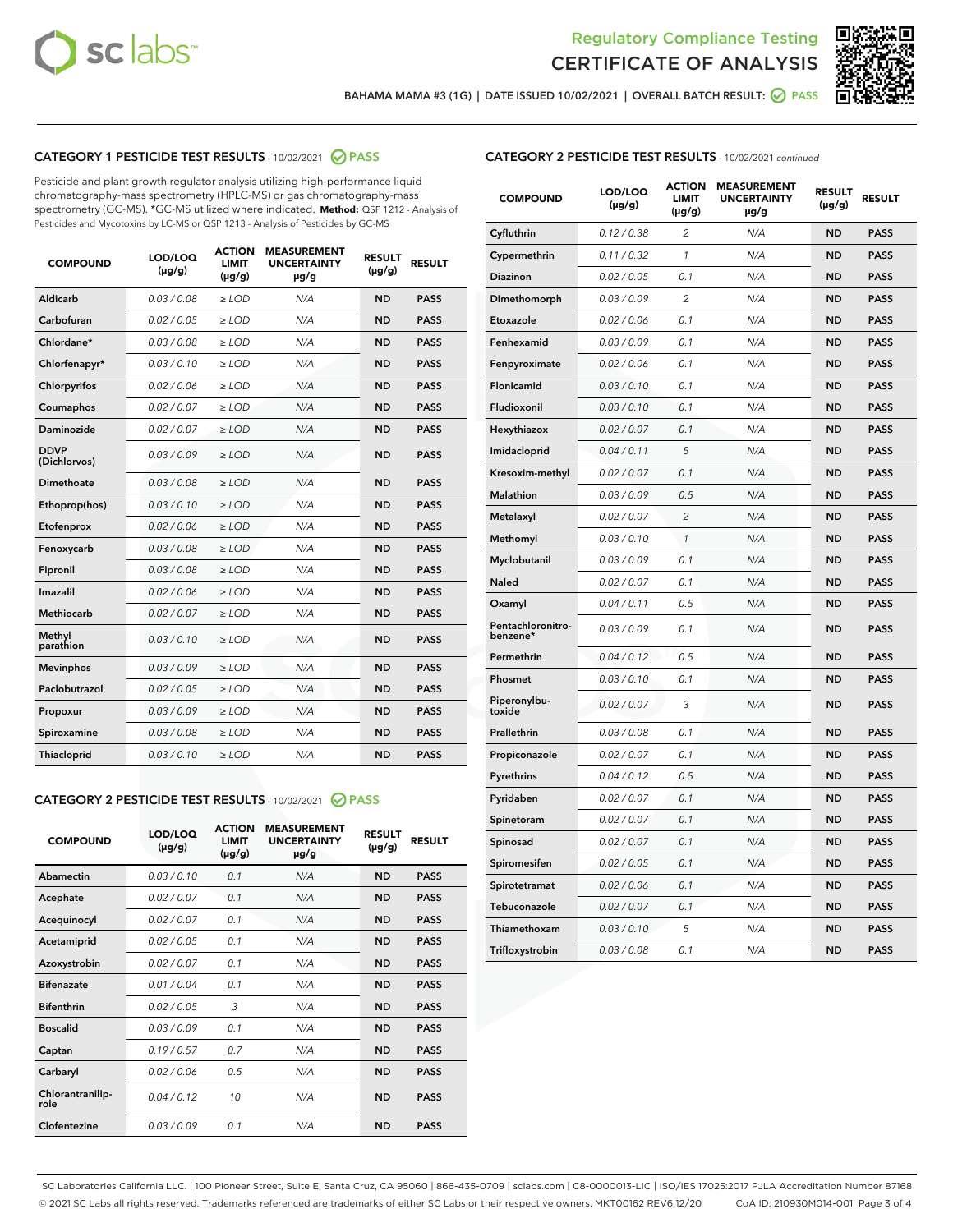Regulatory Compliance Testing
CERTIFICATE OF ANALYSIS

BAHAMA MAMA #3 (1G) | DATE ISSUED 10/02/2021 | OVERALL BATCH RESULT: PASS

## CATEGORY 1 PESTICIDE TEST RESULTS - 10/02/2021 PASS

Pesticide and plant growth regulator analysis utilizing high-performance liquid chromatography-mass spectrometry (HPLC-MS) or gas chromatography-mass spectrometry (GC-MS). *GC-MS utilized where indicated. **Method:** QSP 1212 - Analysis of Pesticides and Mycotoxins by LC-MS or QSP 1213 - Analysis of Pesticides by GC-MS

| COMPOUND | LOD/LOQ (µg/g) | ACTION LIMIT (µg/g) | MEASUREMENT UNCERTAINTY µg/g | RESULT (µg/g) | RESULT |
|---|---|---|---|---|---|
| Aldicarb | 0.03 / 0.08 | ≥ LOD | N/A | ND | PASS |
| Carbofuran | 0.02 / 0.05 | ≥ LOD | N/A | ND | PASS |
| Chlordane* | 0.03 / 0.08 | ≥ LOD | N/A | ND | PASS |
| Chlorfenapyr* | 0.03 / 0.10 | ≥ LOD | N/A | ND | PASS |
| Chlorpyrifos | 0.02 / 0.06 | ≥ LOD | N/A | ND | PASS |
| Coumaphos | 0.02 / 0.07 | ≥ LOD | N/A | ND | PASS |
| Daminozide | 0.02 / 0.07 | ≥ LOD | N/A | ND | PASS |
| DDVP (Dichlorvos) | 0.03 / 0.09 | ≥ LOD | N/A | ND | PASS |
| Dimethoate | 0.03 / 0.08 | ≥ LOD | N/A | ND | PASS |
| Ethoprop(hos) | 0.03 / 0.10 | ≥ LOD | N/A | ND | PASS |
| Etofenprox | 0.02 / 0.06 | ≥ LOD | N/A | ND | PASS |
| Fenoxycarb | 0.03 / 0.08 | ≥ LOD | N/A | ND | PASS |
| Fipronil | 0.03 / 0.08 | ≥ LOD | N/A | ND | PASS |
| Imazalil | 0.02 / 0.06 | ≥ LOD | N/A | ND | PASS |
| Methiocarb | 0.02 / 0.07 | ≥ LOD | N/A | ND | PASS |
| Methyl parathion | 0.03 / 0.10 | ≥ LOD | N/A | ND | PASS |
| Mevinphos | 0.03 / 0.09 | ≥ LOD | N/A | ND | PASS |
| Paclobutrazol | 0.02 / 0.05 | ≥ LOD | N/A | ND | PASS |
| Propoxur | 0.03 / 0.09 | ≥ LOD | N/A | ND | PASS |
| Spiroxamine | 0.03 / 0.08 | ≥ LOD | N/A | ND | PASS |
| Thiacloprid | 0.03 / 0.10 | ≥ LOD | N/A | ND | PASS |

## CATEGORY 2 PESTICIDE TEST RESULTS - 10/02/2021 PASS

| COMPOUND | LOD/LOQ (µg/g) | ACTION LIMIT (µg/g) | MEASUREMENT UNCERTAINTY µg/g | RESULT (µg/g) | RESULT |
|---|---|---|---|---|---|
| Abamectin | 0.03 / 0.10 | 0.1 | N/A | ND | PASS |
| Acephate | 0.02 / 0.07 | 0.1 | N/A | ND | PASS |
| Acequinocyl | 0.02 / 0.07 | 0.1 | N/A | ND | PASS |
| Acetamiprid | 0.02 / 0.05 | 0.1 | N/A | ND | PASS |
| Azoxystrobin | 0.02 / 0.07 | 0.1 | N/A | ND | PASS |
| Bifenazate | 0.01 / 0.04 | 0.1 | N/A | ND | PASS |
| Bifenthrin | 0.02 / 0.05 | 3 | N/A | ND | PASS |
| Boscalid | 0.03 / 0.09 | 0.1 | N/A | ND | PASS |
| Captan | 0.19 / 0.57 | 0.7 | N/A | ND | PASS |
| Carbaryl | 0.02 / 0.06 | 0.5 | N/A | ND | PASS |
| Chlorantraniliprole | 0.04 / 0.12 | 10 | N/A | ND | PASS |
| Clofentezine | 0.03 / 0.09 | 0.1 | N/A | ND | PASS |
| Cyfluthrin | 0.12 / 0.38 | 2 | N/A | ND | PASS |
| Cypermethrin | 0.11 / 0.32 | 1 | N/A | ND | PASS |
| Diazinon | 0.02 / 0.05 | 0.1 | N/A | ND | PASS |
| Dimethomorph | 0.03 / 0.09 | 2 | N/A | ND | PASS |
| Etoxazole | 0.02 / 0.06 | 0.1 | N/A | ND | PASS |
| Fenhexamid | 0.03 / 0.09 | 0.1 | N/A | ND | PASS |
| Fenpyroximate | 0.02 / 0.06 | 0.1 | N/A | ND | PASS |
| Flonicamid | 0.03 / 0.10 | 0.1 | N/A | ND | PASS |
| Fludioxonil | 0.03 / 0.10 | 0.1 | N/A | ND | PASS |
| Hexythiazox | 0.02 / 0.07 | 0.1 | N/A | ND | PASS |
| Imidacloprid | 0.04 / 0.11 | 5 | N/A | ND | PASS |
| Kresoxim-methyl | 0.02 / 0.07 | 0.1 | N/A | ND | PASS |
| Malathion | 0.03 / 0.09 | 0.5 | N/A | ND | PASS |
| Metalaxyl | 0.02 / 0.07 | 2 | N/A | ND | PASS |
| Methomyl | 0.03 / 0.10 | 1 | N/A | ND | PASS |
| Myclobutanil | 0.03 / 0.09 | 0.1 | N/A | ND | PASS |
| Naled | 0.02 / 0.07 | 0.1 | N/A | ND | PASS |
| Oxamyl | 0.04 / 0.11 | 0.5 | N/A | ND | PASS |
| Pentachloronitrobenzene* | 0.03 / 0.09 | 0.1 | N/A | ND | PASS |
| Permethrin | 0.04 / 0.12 | 0.5 | N/A | ND | PASS |
| Phosmet | 0.03 / 0.10 | 0.1 | N/A | ND | PASS |
| Piperonylbutoxide | 0.02 / 0.07 | 3 | N/A | ND | PASS |
| Prallethrin | 0.03 / 0.08 | 0.1 | N/A | ND | PASS |
| Propiconazole | 0.02 / 0.07 | 0.1 | N/A | ND | PASS |
| Pyrethrins | 0.04 / 0.12 | 0.5 | N/A | ND | PASS |
| Pyridaben | 0.02 / 0.07 | 0.1 | N/A | ND | PASS |
| Spinetoram | 0.02 / 0.07 | 0.1 | N/A | ND | PASS |
| Spinosad | 0.02 / 0.07 | 0.1 | N/A | ND | PASS |
| Spiromesifen | 0.02 / 0.05 | 0.1 | N/A | ND | PASS |
| Spirotetramat | 0.02 / 0.06 | 0.1 | N/A | ND | PASS |
| Tebuconazole | 0.02 / 0.07 | 0.1 | N/A | ND | PASS |
| Thiamethoxam | 0.03 / 0.10 | 5 | N/A | ND | PASS |
| Trifloxystrobin | 0.03 / 0.08 | 0.1 | N/A | ND | PASS |

SC Laboratories California LLC. | 100 Pioneer Street, Suite E, Santa Cruz, CA 95060 | 866-435-0709 | sclabs.com | C8-0000013-LIC | ISO/IES 17025:2017 PJLA Accreditation Number 87168
© 2021 SC Labs all rights reserved. Trademarks referenced are trademarks of either SC Labs or their respective owners. MKT00162 REV6 12/20 CoA ID: 210930M014-001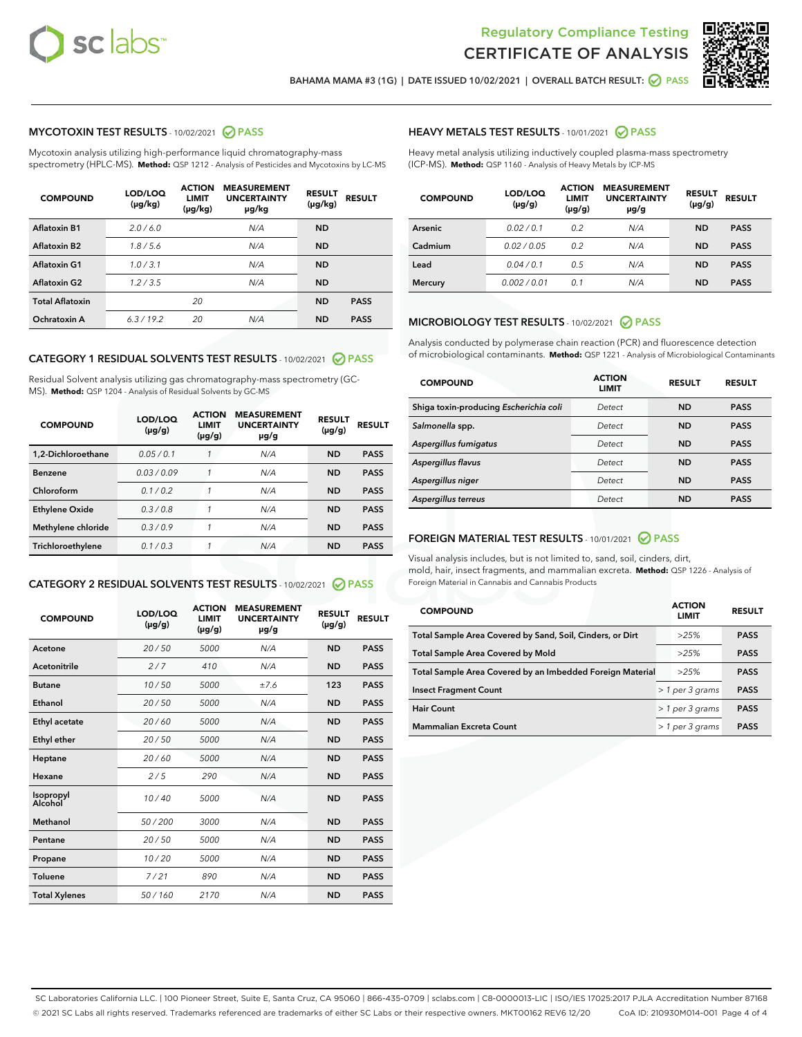Regulatory Compliance Testing

# CERTIFICATE OF ANALYSIS

BAHAMA MAMA #3 (1G) | DATE ISSUED 10/02/2021 | OVERALL BATCH RESULT: PASS

## MYCOTOXIN TEST RESULTS - 10/02/2021 PASS

Mycotoxin analysis utilizing high-performance liquid chromatography-mass spectrometry (HPLC-MS). **Method:** QSP 1212 - Analysis of Pesticides and Mycotoxins by LC-MS

| COMPOUND | LOD/LOQ (μg/kg) | ACTION LIMIT (μg/kg) | MEASUREMENT UNCERTAINTY μg/kg | RESULT (μg/kg) | RESULT |
|---|---|---|---|---|---|
| Aflatoxin B1 | 2.0 / 6.0 | | N/A | ND | |
| Aflatoxin B2 | 1.8 / 5.6 | | N/A | ND | |
| Aflatoxin G1 | 1.0 / 3.1 | | N/A | ND | |
| Aflatoxin G2 | 1.2 / 3.5 | | N/A | ND | |
| Total Aflatoxin | | 20 | | ND | PASS |
| Ochratoxin A | 6.3 / 19.2 | 20 | N/A | ND | PASS |

## CATEGORY 1 RESIDUAL SOLVENTS TEST RESULTS - 10/02/2021 PASS

Residual Solvent analysis utilizing gas chromatography-mass spectrometry (GC-MS). **Method:** QSP 1204 - Analysis of Residual Solvents by GC-MS

| COMPOUND | LOD/LOQ (μg/g) | ACTION LIMIT (μg/g) | MEASUREMENT UNCERTAINTY μg/g | RESULT (μg/g) | RESULT |
|---|---|---|---|---|---|
| 1,2-Dichloroethane | 0.05 / 0.1 | 1 | N/A | ND | PASS |
| Benzene | 0.03 / 0.09 | 1 | N/A | ND | PASS |
| Chloroform | 0.1 / 0.2 | 1 | N/A | ND | PASS |
| Ethylene Oxide | 0.3 / 0.8 | 1 | N/A | ND | PASS |
| Methylene chloride | 0.3 / 0.9 | 1 | N/A | ND | PASS |
| Trichloroethylene | 0.1 / 0.3 | 1 | N/A | ND | PASS |

## CATEGORY 2 RESIDUAL SOLVENTS TEST RESULTS - 10/02/2021 PASS

| COMPOUND | LOD/LOQ (μg/g) | ACTION LIMIT (μg/g) | MEASUREMENT UNCERTAINTY μg/g | RESULT (μg/g) | RESULT |
|---|---|---|---|---|---|
| Acetone | 20 / 50 | 5000 | N/A | ND | PASS |
| Acetonitrile | 2 / 7 | 410 | N/A | ND | PASS |
| Butane | 10 / 50 | 5000 | ±7.6 | 123 | PASS |
| Ethanol | 20 / 50 | 5000 | N/A | ND | PASS |
| Ethyl acetate | 20 / 60 | 5000 | N/A | ND | PASS |
| Ethyl ether | 20 / 50 | 5000 | N/A | ND | PASS |
| Heptane | 20 / 60 | 5000 | N/A | ND | PASS |
| Hexane | 2 / 5 | 290 | N/A | ND | PASS |
| Isopropyl Alcohol | 10 / 40 | 5000 | N/A | ND | PASS |
| Methanol | 50 / 200 | 3000 | N/A | ND | PASS |
| Pentane | 20 / 50 | 5000 | N/A | ND | PASS |
| Propane | 10 / 20 | 5000 | N/A | ND | PASS |
| Toluene | 7 / 21 | 890 | N/A | ND | PASS |
| Total Xylenes | 50 / 160 | 2170 | N/A | ND | PASS |

## HEAVY METALS TEST RESULTS - 10/01/2021 PASS

Heavy metal analysis utilizing inductively coupled plasma-mass spectrometry (ICP-MS). **Method:** QSP 1160 - Analysis of Heavy Metals by ICP-MS

| COMPOUND | LOD/LOQ (μg/g) | ACTION LIMIT (μg/g) | MEASUREMENT UNCERTAINTY μg/g | RESULT (μg/g) | RESULT |
|---|---|---|---|---|---|
| Arsenic | 0.02 / 0.1 | 0.2 | N/A | ND | PASS |
| Cadmium | 0.02 / 0.05 | 0.2 | N/A | ND | PASS |
| Lead | 0.04 / 0.1 | 0.5 | N/A | ND | PASS |
| Mercury | 0.002 / 0.01 | 0.1 | N/A | ND | PASS |

## MICROBIOLOGY TEST RESULTS - 10/02/2021 PASS

Analysis conducted by polymerase chain reaction (PCR) and fluorescence detection of microbiological contaminants. **Method:** QSP 1221 - Analysis of Microbiological Contaminants

| COMPOUND | ACTION LIMIT | RESULT | RESULT |
|---|---|---|---|
| Shiga toxin-producing *Escherichia coli* | Detect | ND | PASS |
| *Salmonella* spp. | Detect | ND | PASS |
| *Aspergillus fumigatus* | Detect | ND | PASS |
| *Aspergillus flavus* | Detect | ND | PASS |
| *Aspergillus niger* | Detect | ND | PASS |
| *Aspergillus terreus* | Detect | ND | PASS |

## FOREIGN MATERIAL TEST RESULTS - 10/01/2021 PASS

Visual analysis includes, but is not limited to, sand, soil, cinders, dirt, mold, hair, insect fragments, and mammalian excreta. **Method:** QSP 1226 - Analysis of Foreign Material in Cannabis and Cannabis Products

| COMPOUND | ACTION LIMIT | RESULT |
|---|---|---|
| Total Sample Area Covered by Sand, Soil, Cinders, or Dirt | >25% | PASS |
| Total Sample Area Covered by Mold | >25% | PASS |
| Total Sample Area Covered by an Imbedded Foreign Material | >25% | PASS |
| Insect Fragment Count | > 1 per 3 grams | PASS |
| Hair Count | > 1 per 3 grams | PASS |
| Mammalian Excreta Count | > 1 per 3 grams | PASS |

SC Laboratories California LLC. | 100 Pioneer Street, Suite E, Santa Cruz, CA 95060 | 866-435-0709 | sclabs.com | C8-0000013-LIC | ISO/IES 17025:2017 PJLA Accreditation Number 87168
© 2021 SC Labs all rights reserved. Trademarks referenced are trademarks of either SC Labs or their respective owners. MKT00162 REV6 12/20 CoA ID: 210930M014-001